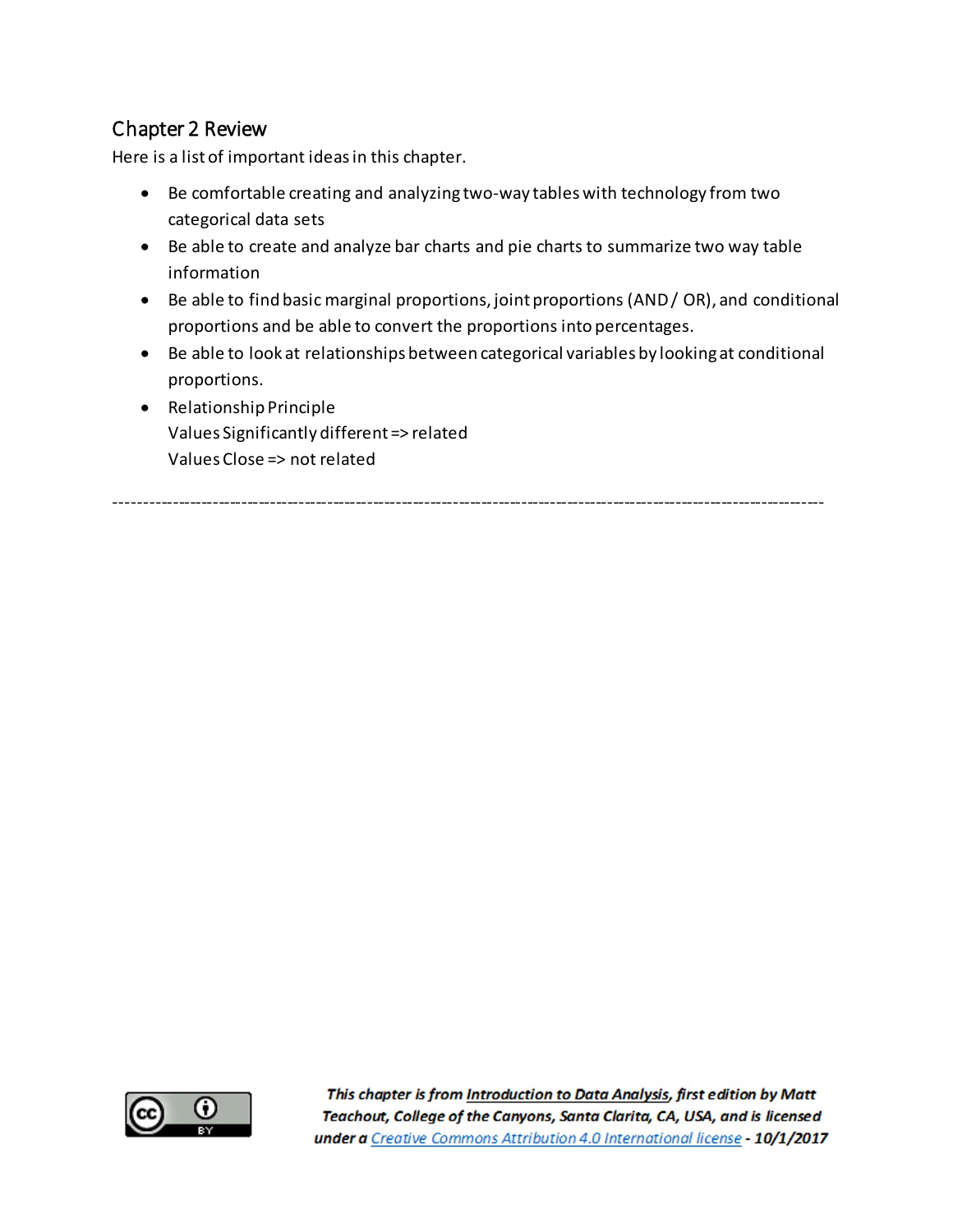## Chapter 2 Review

Here is a list of important ideas in this chapter.

- Be comfortable creating and analyzing two-way tables with technology from two categorical data sets
- Be able to create and analyze bar charts and pie charts to summarize two way table information
- Be able to find basic marginal proportions, joint proportions (AND / OR), and conditional proportions and be able to convert the proportions into percentages.
- Be able to look at relationships between categorical variables by looking at conditional proportions.
- Relationship Principle
  Values Significantly different => related
  Values Close => not related

---

***This chapter is from Introduction to Data Analysis, first edition by Matt Teachout, College of the Canyons, Santa Clarita, CA, USA, and is licensed under a Creative Commons Attribution 4.0 International license - 10/1/2017***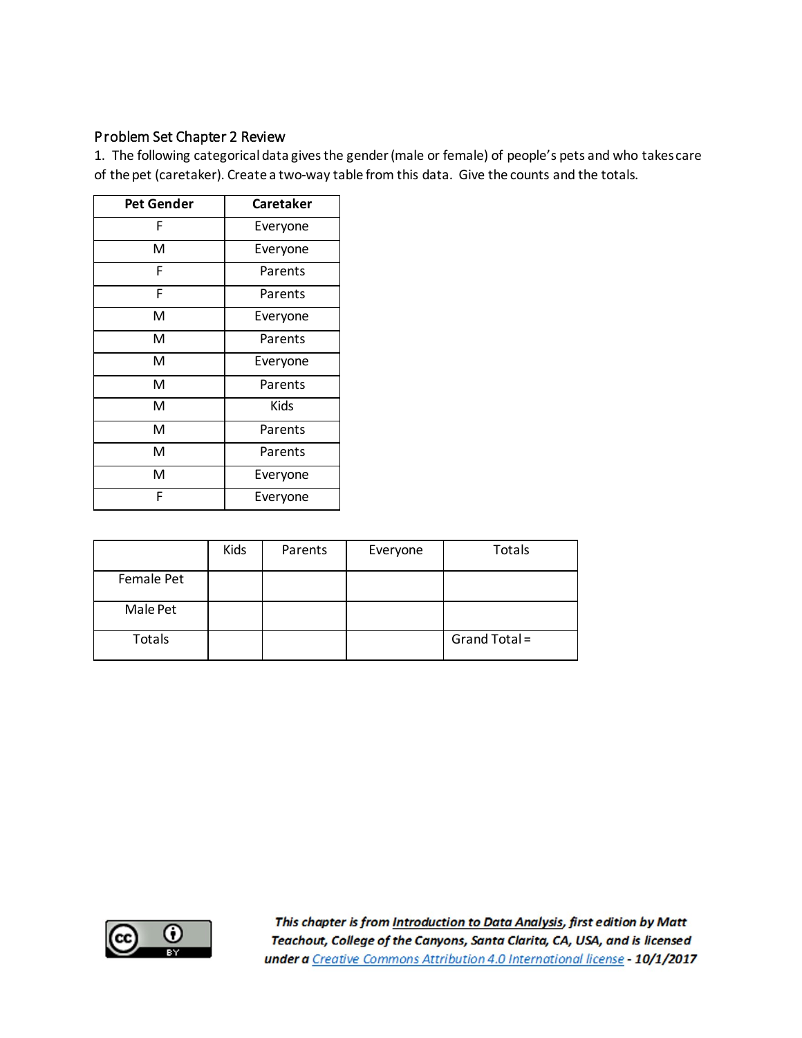## Problem Set Chapter 2 Review

1. The following categorical data gives the gender (male or female) of people's pets and who takes care of the pet (caretaker). Create a two-way table from this data. Give the counts and the totals.

| Pet Gender | Caretaker |
|---|---|
| F | Everyone |
| M | Everyone |
| F | Parents |
| F | Parents |
| M | Everyone |
| M | Parents |
| M | Everyone |
| M | Parents |
| M | Kids |
| M | Parents |
| M | Parents |
| M | Everyone |
| F | Everyone |

| | Kids | Parents | Everyone | Totals |
|---|---|---|---|---|
| Female Pet | | | | |
| Male Pet | | | | |
| Totals | | | | Grand Total = |

***This chapter is from Introduction to Data Analysis, first edition by Matt Teachout, College of the Canyons, Santa Clarita, CA, USA, and is licensed under a Creative Commons Attribution 4.0 International license - 10/1/2017***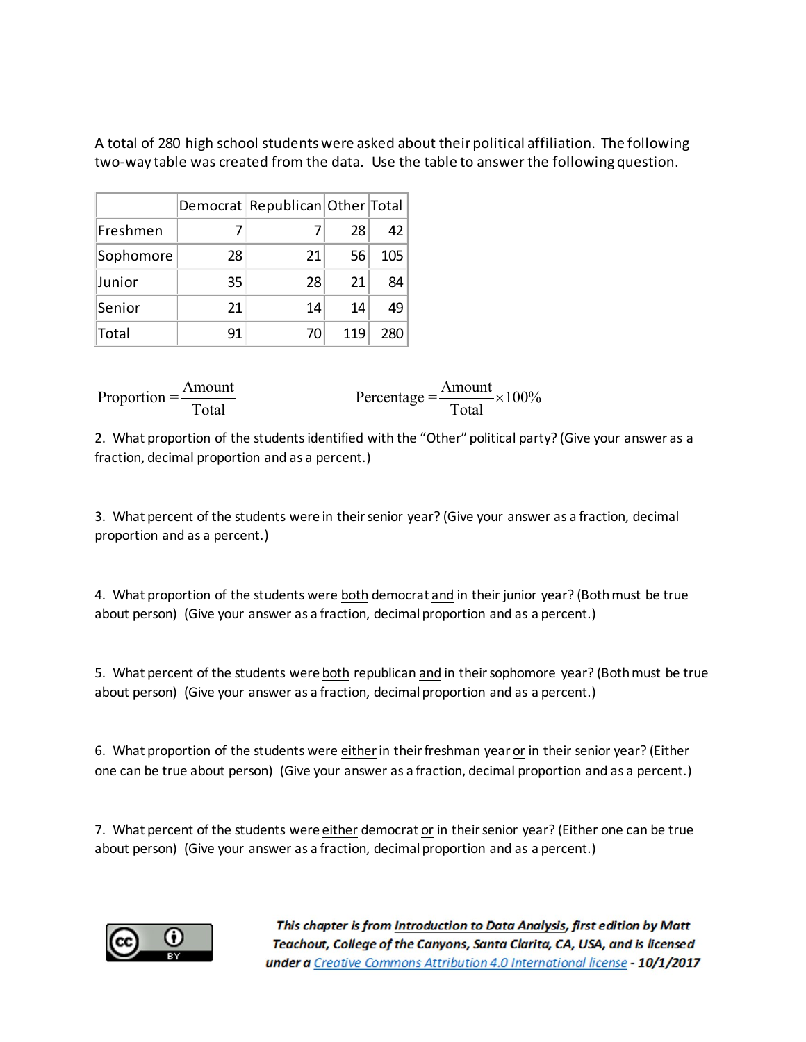A total of 280 high school students were asked about their political affiliation. The following two-way table was created from the data. Use the table to answer the following question.

| | Democrat | Republican | Other | Total |
|---|---|---|---|---|
| Freshmen | 7 | 7 | 28 | 42 |
| Sophomore | 28 | 21 | 56 | 105 |
| Junior | 35 | 28 | 21 | 84 |
| Senior | 21 | 14 | 14 | 49 |
| Total | 91 | 70 | 119 | 280 |

$$\text{Proportion} = \frac{\text{Amount}}{\text{Total}} \qquad\qquad \text{Percentage} = \frac{\text{Amount}}{\text{Total}} \times 100\%$$

2. What proportion of the students identified with the "Other" political party? (Give your answer as a fraction, decimal proportion and as a percent.)

3. What percent of the students were in their senior year? (Give your answer as a fraction, decimal proportion and as a percent.)

4. What proportion of the students were <u>both</u> democrat <u>and</u> in their junior year? (Both must be true about person) (Give your answer as a fraction, decimal proportion and as a percent.)

5. What percent of the students were <u>both</u> republican <u>and</u> in their sophomore year? (Both must be true about person) (Give your answer as a fraction, decimal proportion and as a percent.)

6. What proportion of the students were <u>either</u> in their freshman year <u>or</u> in their senior year? (Either one can be true about person) (Give your answer as a fraction, decimal proportion and as a percent.)

7. What percent of the students were <u>either</u> democrat <u>or</u> in their senior year? (Either one can be true about person) (Give your answer as a fraction, decimal proportion and as a percent.)

***This chapter is from <u>Introduction to Data Analysis</u>, first edition by Matt Teachout, College of the Canyons, Santa Clarita, CA, USA, and is licensed under a [Creative Commons Attribution 4.0 International license](https://creativecommons.org/licenses/by/4.0/) - 10/1/2017***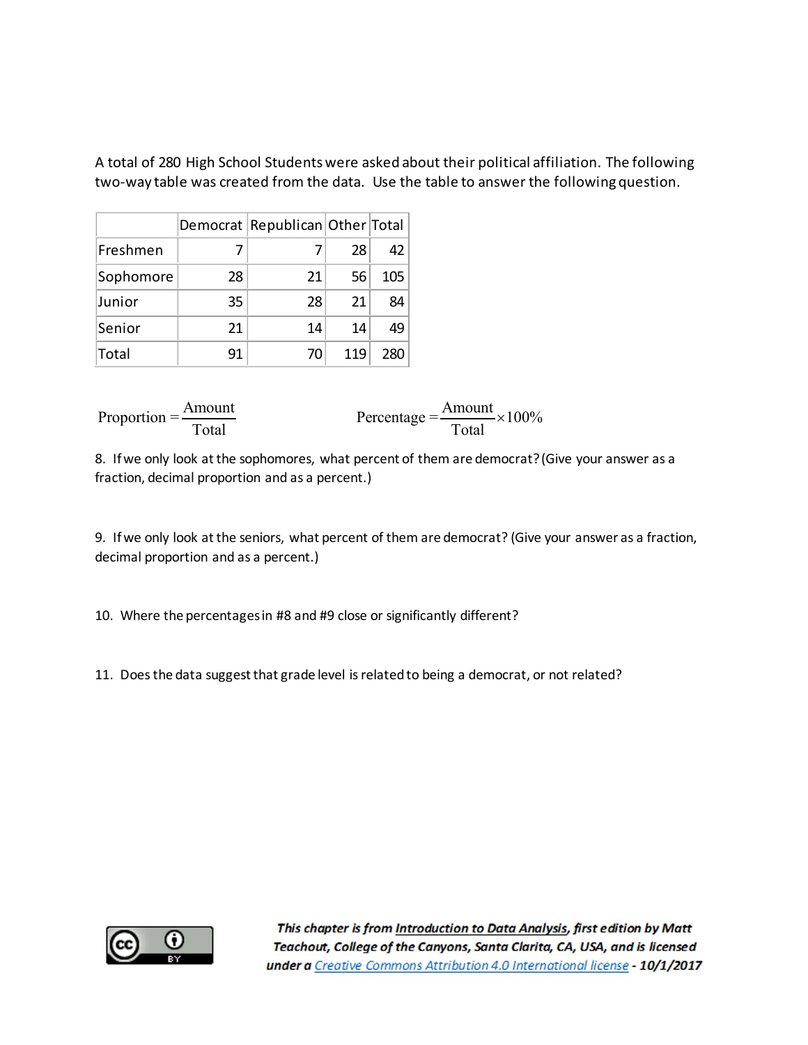A total of 280 High School Students were asked about their political affiliation. The following two-way table was created from the data. Use the table to answer the following question.

| | Democrat | Republican | Other | Total |
|---|---|---|---|---|
| Freshmen | 7 | 7 | 28 | 42 |
| Sophomore | 28 | 21 | 56 | 105 |
| Junior | 35 | 28 | 21 | 84 |
| Senior | 21 | 14 | 14 | 49 |
| Total | 91 | 70 | 119 | 280 |

$$\text{Proportion} = \frac{\text{Amount}}{\text{Total}} \qquad \text{Percentage} = \frac{\text{Amount}}{\text{Total}} \times 100\%$$

8. If we only look at the sophomores, what percent of them are democrat? (Give your answer as a fraction, decimal proportion and as a percent.)

9. If we only look at the seniors, what percent of them are democrat? (Give your answer as a fraction, decimal proportion and as a percent.)

10. Where the percentages in #8 and #9 close or significantly different?

11. Does the data suggest that grade level is related to being a democrat, or not related?

*This chapter is from Introduction to Data Analysis, first edition by Matt Teachout, College of the Canyons, Santa Clarita, CA, USA, and is licensed under a Creative Commons Attribution 4.0 International license - 10/1/2017*